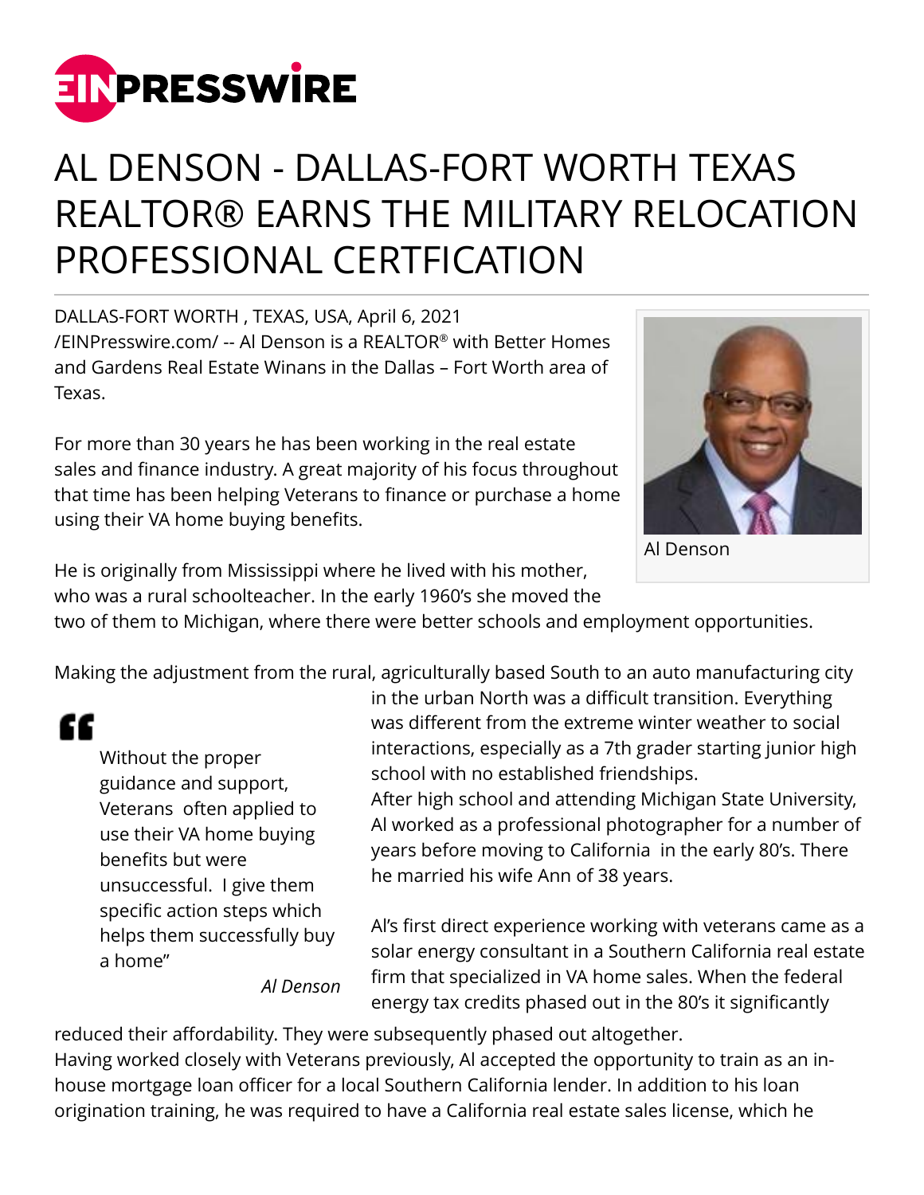# AL DENSON - DALLAS-FORT WORTH TEXAS REALTOR® EARNS THE MILITARY RELOCATION PROFESSIONAL CERTFICATION

DALLAS-FORT WORTH , TEXAS, USA, April 6, 2021 /EINPresswire.com/ -- Al Denson is a REALTOR® with Better Homes and Gardens Real Estate Winans in the Dallas – Fort Worth area of Texas.

Al Denson

For more than 30 years he has been working in the real estate sales and finance industry. A great majority of his focus throughout that time has been helping Veterans to finance or purchase a home using their VA home buying benefits.

He is originally from Mississippi where he lived with his mother, who was a rural schoolteacher. In the early 1960's she moved the two of them to Michigan, where there were better schools and employment opportunities.

Making the adjustment from the rural, agriculturally based South to an auto manufacturing city in the urban North was a difficult transition. Everything was different from the extreme winter weather to social interactions, especially as a 7th grader starting junior high school with no established friendships.

> "Without the proper guidance and support, Veterans often applied to use their VA home buying benefits but were unsuccessful. I give them specific action steps which helps them successfully buy a home"
>
> *Al Denson*

After high school and attending Michigan State University, Al worked as a professional photographer for a number of years before moving to California in the early 80's. There he married his wife Ann of 38 years.

Al's first direct experience working with veterans came as a solar energy consultant in a Southern California real estate firm that specialized in VA home sales. When the federal energy tax credits phased out in the 80's it significantly reduced their affordability. They were subsequently phased out altogether.

Having worked closely with Veterans previously, Al accepted the opportunity to train as an in-house mortgage loan officer for a local Southern California lender. In addition to his loan origination training, he was required to have a California real estate sales license, which he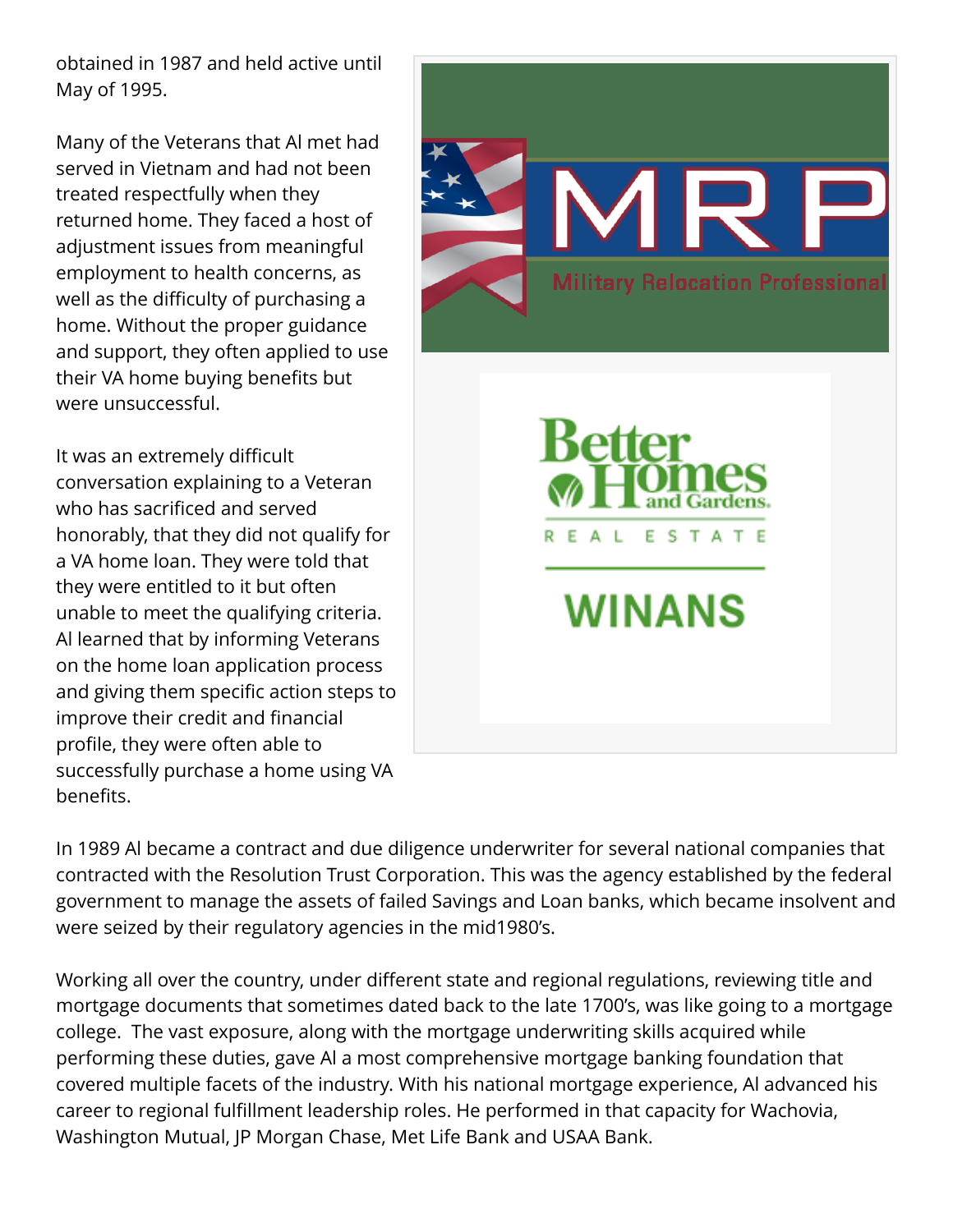obtained in 1987 and held active until May of 1995.

Many of the Veterans that Al met had served in Vietnam and had not been treated respectfully when they returned home. They faced a host of adjustment issues from meaningful employment to health concerns, as well as the difficulty of purchasing a home. Without the proper guidance and support, they often applied to use their VA home buying benefits but were unsuccessful.

It was an extremely difficult conversation explaining to a Veteran who has sacrificed and served honorably, that they did not qualify for a VA home loan. They were told that they were entitled to it but often unable to meet the qualifying criteria. Al learned that by informing Veterans on the home loan application process and giving them specific action steps to improve their credit and financial profile, they were often able to successfully purchase a home using VA benefits.

In 1989 Al became a contract and due diligence underwriter for several national companies that contracted with the Resolution Trust Corporation. This was the agency established by the federal government to manage the assets of failed Savings and Loan banks, which became insolvent and were seized by their regulatory agencies in the mid1980's.

Working all over the country, under different state and regional regulations, reviewing title and mortgage documents that sometimes dated back to the late 1700's, was like going to a mortgage college. The vast exposure, along with the mortgage underwriting skills acquired while performing these duties, gave Al a most comprehensive mortgage banking foundation that covered multiple facets of the industry. With his national mortgage experience, Al advanced his career to regional fulfillment leadership roles. He performed in that capacity for Wachovia, Washington Mutual, JP Morgan Chase, Met Life Bank and USAA Bank.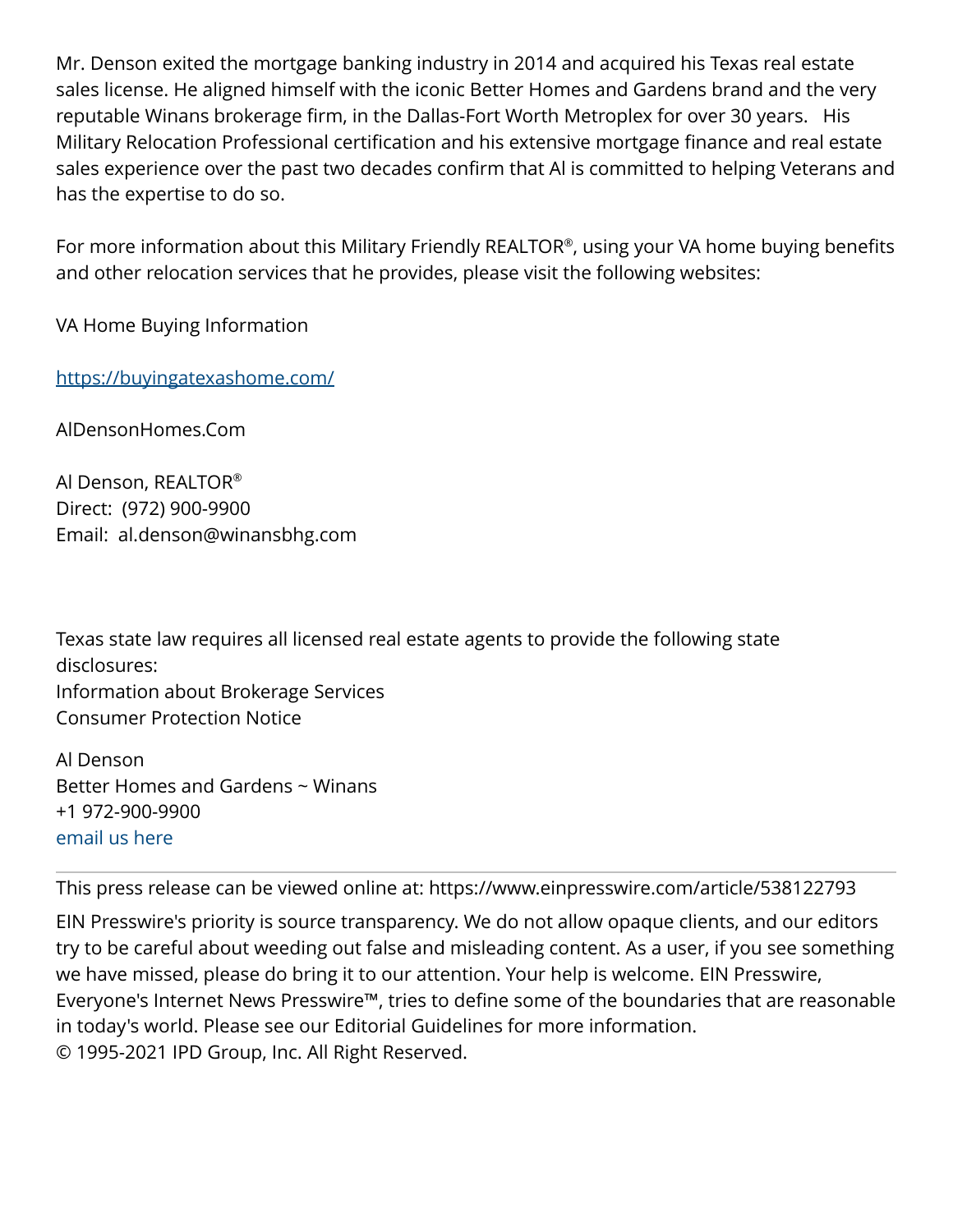Mr. Denson exited the mortgage banking industry in 2014 and acquired his Texas real estate sales license. He aligned himself with the iconic Better Homes and Gardens brand and the very reputable Winans brokerage firm, in the Dallas-Fort Worth Metroplex for over 30 years. His Military Relocation Professional certification and his extensive mortgage finance and real estate sales experience over the past two decades confirm that Al is committed to helping Veterans and has the expertise to do so.

For more information about this Military Friendly REALTOR®, using your VA home buying benefits and other relocation services that he provides, please visit the following websites:

VA Home Buying Information

https://buyingatexashome.com/

AlDensonHomes.Com

Al Denson, REALTOR®
Direct: (972) 900-9900
Email: al.denson@winansbhg.com

Texas state law requires all licensed real estate agents to provide the following state disclosures:
Information about Brokerage Services
Consumer Protection Notice

Al Denson
Better Homes and Gardens ~ Winans
+1 972-900-9900
email us here

---

This press release can be viewed online at: https://www.einpresswire.com/article/538122793

EIN Presswire's priority is source transparency. We do not allow opaque clients, and our editors try to be careful about weeding out false and misleading content. As a user, if you see something we have missed, please do bring it to our attention. Your help is welcome. EIN Presswire, Everyone's Internet News Presswire™, tries to define some of the boundaries that are reasonable in today's world. Please see our Editorial Guidelines for more information.
© 1995-2021 IPD Group, Inc. All Right Reserved.